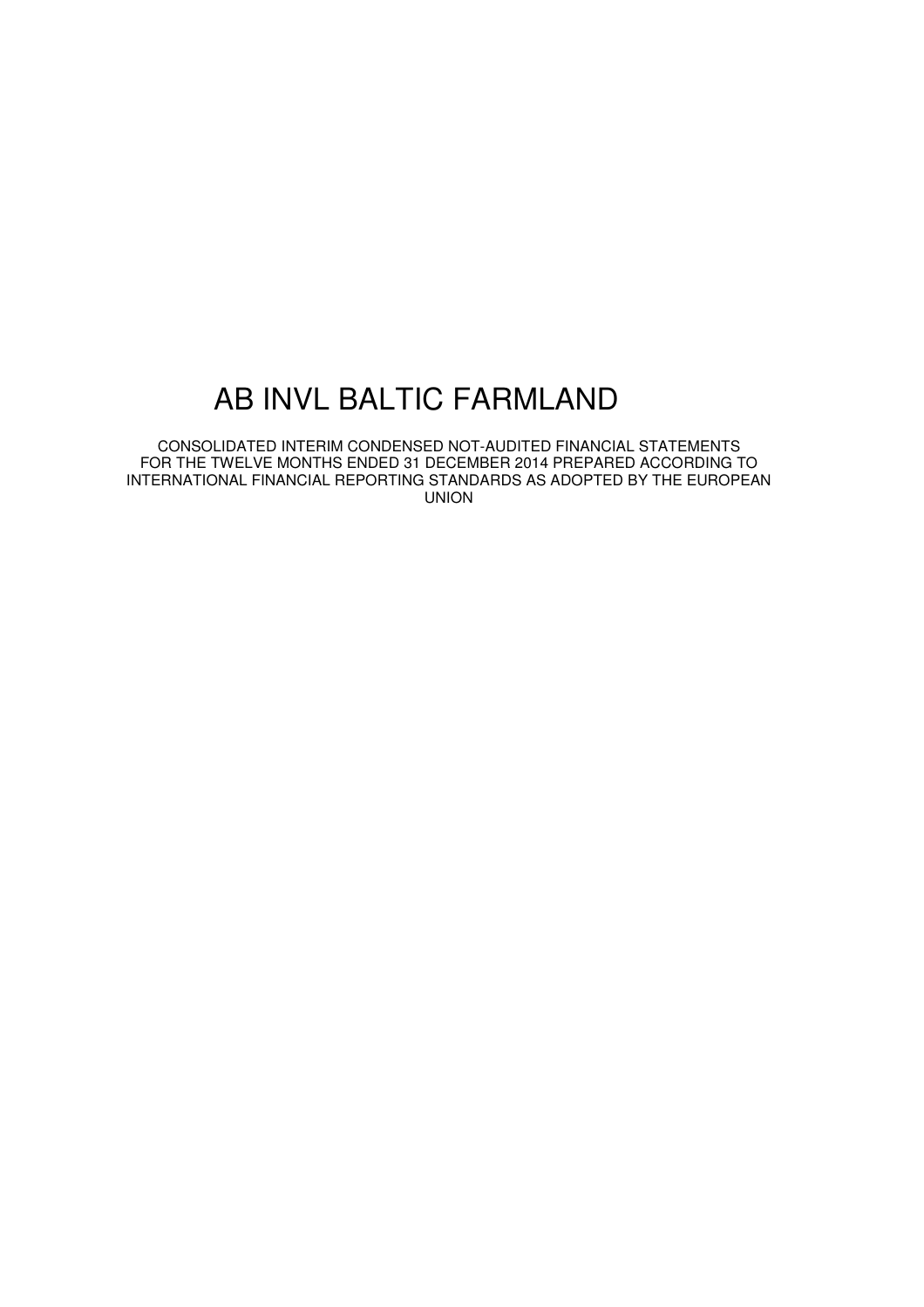# AB INVL BALTIC FARMLAND

CONSOLIDATED INTERIM CONDENSED NOT-AUDITED FINANCIAL STATEMENTS FOR THE TWELVE MONTHS ENDED 31 DECEMBER 2014 PREPARED ACCORDING TO INTERNATIONAL FINANCIAL REPORTING STANDARDS AS ADOPTED BY THE EUROPEAN UNION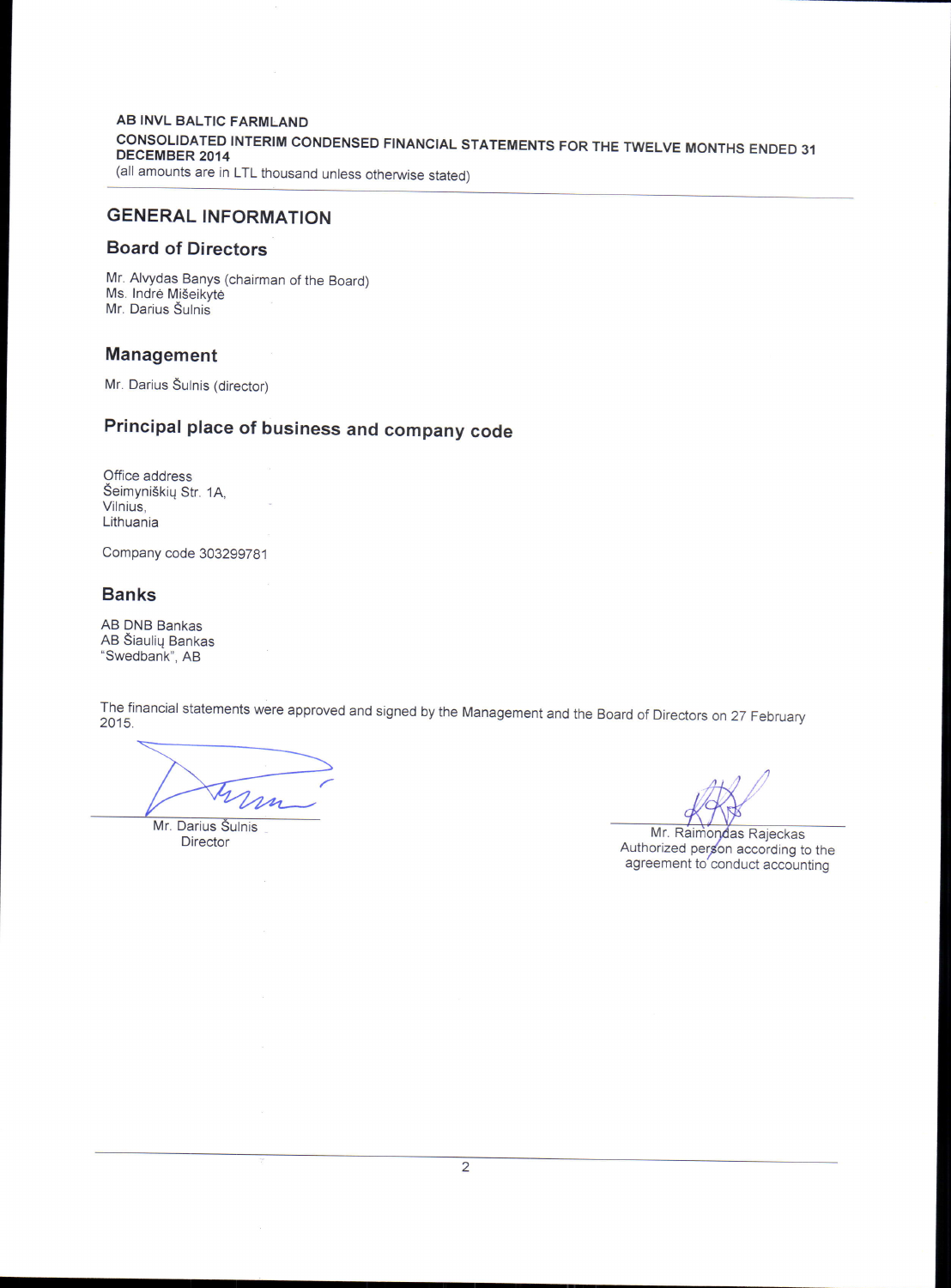AB INVL BALTIC FARMLAND

CONSOLIDATED INTERIM CONDENSED FINANCIAL STATEMENTS FOR THE TWELVE MONTHS ENDED 31 DECEMBER 2014

(all amounts are in LTL thousand unless otherwise stated)

# GENERAL INFORMATION

## Board of Directors

Mr. Alvydas Banys (chairman of the Board)
Ms. Indrė Mišeikytė
Mr. Darius Šulnis

## Management

Mr. Darius Šulnis (director)

## Principal place of business and company code

Office address
Šeimyniškių Str. 1A,
Vilnius,
Lithuania

Company code 303299781

## Banks

AB DNB Bankas
AB Šiaulių Bankas
"Swedbank", AB

The financial statements were approved and signed by the Management and the Board of Directors on 27 February 2015.

Mr. Darius Šulnis
Director

Mr. Raimondas Rajeckas
Authorized person according to the agreement to conduct accounting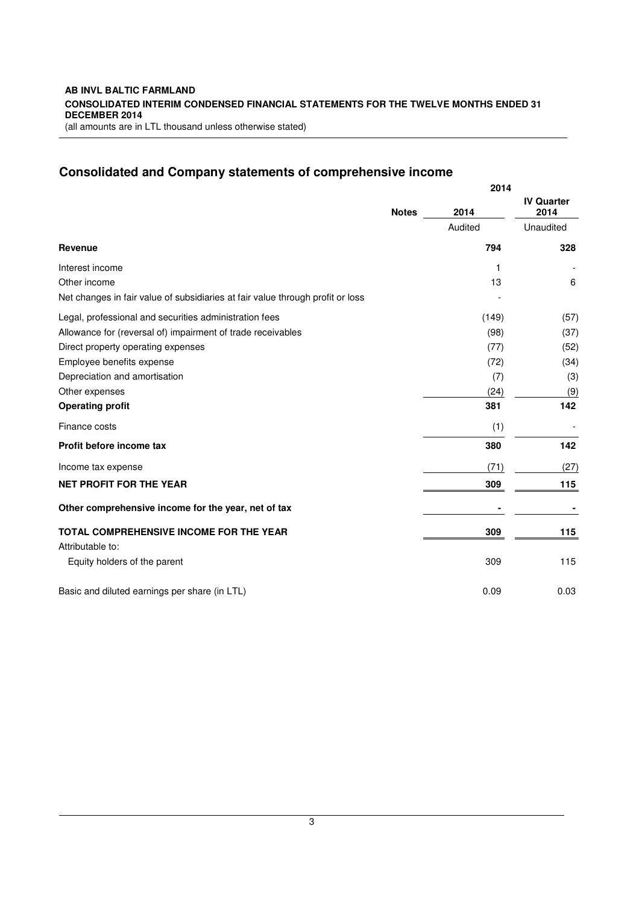**AB INVL BALTIC FARMLAND**
**CONSOLIDATED INTERIM CONDENSED FINANCIAL STATEMENTS FOR THE TWELVE MONTHS ENDED 31 DECEMBER 2014**
(all amounts are in LTL thousand unless otherwise stated)

## Consolidated and Company statements of comprehensive income

| | Notes | 2014 | |
|---|---|---|---|
| | | **2014** | **IV Quarter 2014** |
| | | Audited | Unaudited |
| **Revenue** | | **794** | **328** |
| Interest income | | 1 | - |
| Other income | | 13 | 6 |
| Net changes in fair value of subsidiaries at fair value through profit or loss | | - | |
| Legal, professional and securities administration fees | | (149) | (57) |
| Allowance for (reversal of) impairment of trade receivables | | (98) | (37) |
| Direct property operating expenses | | (77) | (52) |
| Employee benefits expense | | (72) | (34) |
| Depreciation and amortisation | | (7) | (3) |
| Other expenses | | (24) | (9) |
| **Operating profit** | | **381** | **142** |
| Finance costs | | (1) | - |
| **Profit before income tax** | | **380** | **142** |
| Income tax expense | | (71) | (27) |
| **NET PROFIT FOR THE YEAR** | | **309** | **115** |
| **Other comprehensive income for the year, net of tax** | | **-** | **-** |
| **TOTAL COMPREHENSIVE INCOME FOR THE YEAR** | | **309** | **115** |
| Attributable to: | | | |
| Equity holders of the parent | | 309 | 115 |
| Basic and diluted earnings per share (in LTL) | | 0.09 | 0.03 |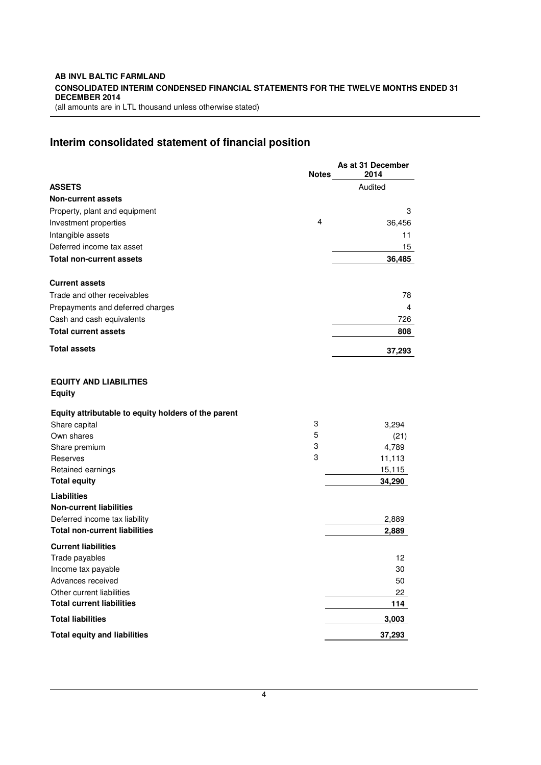## Interim consolidated statement of financial position

| | Notes | As at 31 December 2014 |
|---|---|---|
| | | Audited |
| **ASSETS** | | |
| **Non-current assets** | | |
| Property, plant and equipment | | 3 |
| Investment properties | 4 | 36,456 |
| Intangible assets | | 11 |
| Deferred income tax asset | | 15 |
| **Total non-current assets** | | **36,485** |
| | | |
| **Current assets** | | |
| Trade and other receivables | | 78 |
| Prepayments and deferred charges | | 4 |
| Cash and cash equivalents | | 726 |
| **Total current assets** | | **808** |
| **Total assets** | | **37,293** |
| | | |
| **EQUITY AND LIABILITIES** | | |
| **Equity** | | |
| **Equity attributable to equity holders of the parent** | | |
| Share capital | 3 | 3,294 |
| Own shares | 5 | (21) |
| Share premium | 3 | 4,789 |
| Reserves | 3 | 11,113 |
| Retained earnings | | 15,115 |
| **Total equity** | | **34,290** |
| **Liabilities** | | |
| **Non-current liabilities** | | |
| Deferred income tax liability | | 2,889 |
| **Total non-current liabilities** | | **2,889** |
| **Current liabilities** | | |
| Trade payables | | 12 |
| Income tax payable | | 30 |
| Advances received | | 50 |
| Other current liabilities | | 22 |
| **Total current liabilities** | | **114** |
| **Total liabilities** | | **3,003** |
| **Total equity and liabilities** | | **37,293** |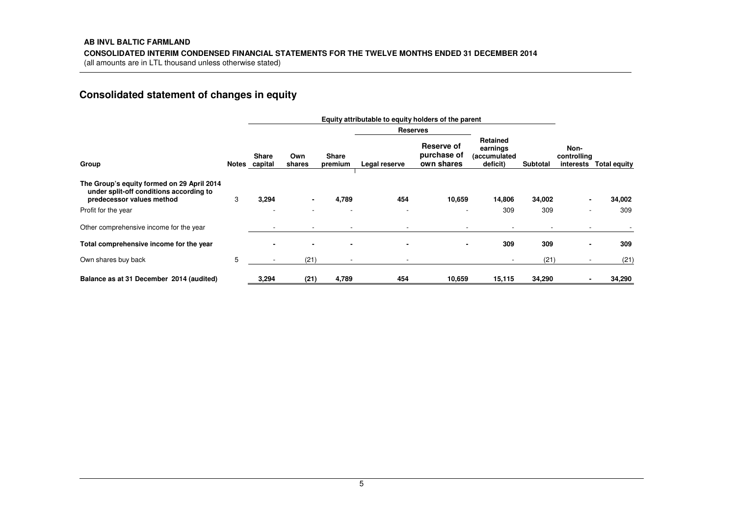**AB INVL BALTIC FARMLAND**

**CONSOLIDATED INTERIM CONDENSED FINANCIAL STATEMENTS FOR THE TWELVE MONTHS ENDED 31 DECEMBER 2014**

(all amounts are in LTL thousand unless otherwise stated)

## Consolidated statement of changes in equity

| | | Equity attributable to equity holders of the parent | | | | | | | | |
|---|---|---|---|---|---|---|---|---|---|---|
| | | | | | Reserves | | | | | |
| **Group** | **Notes** | **Share capital** | **Own shares** | **Share premium** | **Legal reserve** | **Reserve of purchase of own shares** | **Retained earnings (accumulated deficit)** | **Subtotal** | **Non-controlling interests** | **Total equity** |
| **The Group's equity formed on 29 April 2014 under split-off conditions according to predecessor values method** | 3 | **3,294** | **-** | **4,789** | **454** | **10,659** | **14,806** | **34,002** | **-** | **34,002** |
| Profit for the year | | - | - | - | - | - | 309 | 309 | - | 309 |
| Other comprehensive income for the year | | - | - | - | - | - | - | - | - | - |
| **Total comprehensive income for the year** | | **-** | **-** | **-** | **-** | **-** | **309** | **309** | **-** | **309** |
| Own shares buy back | 5 | - | (21) | - | - | | - | (21) | - | (21) |
| **Balance as at 31 December 2014 (audited)** | | **3,294** | **(21)** | **4,789** | **454** | **10,659** | **15,115** | **34,290** | **-** | **34,290** |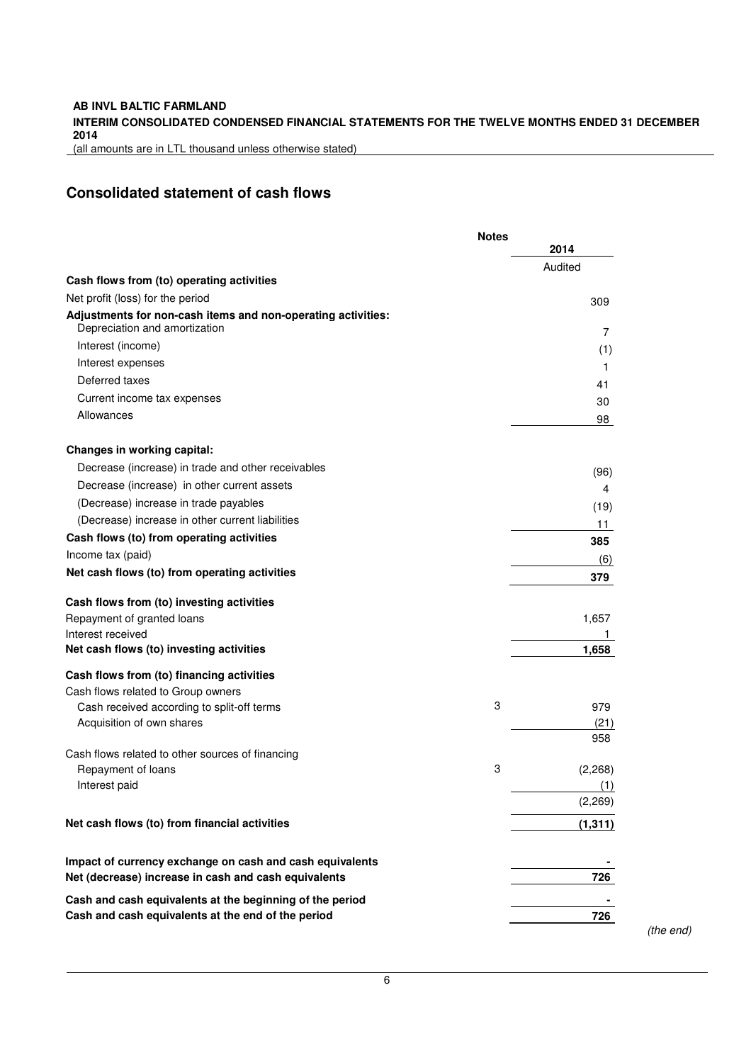AB INVL BALTIC FARMLAND

INTERIM CONSOLIDATED CONDENSED FINANCIAL STATEMENTS FOR THE TWELVE MONTHS ENDED 31 DECEMBER 2014

(all amounts are in LTL thousand unless otherwise stated)

## Consolidated statement of cash flows

| | Notes | 2014 |
|---|---|---|
| | | Audited |
| **Cash flows from (to) operating activities** | | |
| Net profit (loss) for the period | | 309 |
| **Adjustments for non-cash items and non-operating activities:** | | |
| Depreciation and amortization | | 7 |
| Interest (income) | | (1) |
| Interest expenses | | 1 |
| Deferred taxes | | 41 |
| Current income tax expenses | | 30 |
| Allowances | | 98 |
| **Changes in working capital:** | | |
| Decrease (increase) in trade and other receivables | | (96) |
| Decrease (increase) in other current assets | | 4 |
| (Decrease) increase in trade payables | | (19) |
| (Decrease) increase in other current liabilities | | 11 |
| **Cash flows (to) from operating activities** | | **385** |
| Income tax (paid) | | (6) |
| **Net cash flows (to) from operating activities** | | **379** |
| **Cash flows from (to) investing activities** | | |
| Repayment of granted loans | | 1,657 |
| Interest received | | 1 |
| **Net cash flows (to) investing activities** | | **1,658** |
| **Cash flows from (to) financing activities** | | |
| Cash flows related to Group owners | | |
| Cash received according to split-off terms | 3 | 979 |
| Acquisition of own shares | | (21) |
| | | 958 |
| Cash flows related to other sources of financing | | |
| Repayment of loans | 3 | (2,268) |
| Interest paid | | (1) |
| | | (2,269) |
| **Net cash flows (to) from financial activities** | | **(1,311)** |
| **Impact of currency exchange on cash and cash equivalents** | | **-** |
| **Net (decrease) increase in cash and cash equivalents** | | **726** |
| **Cash and cash equivalents at the beginning of the period** | | **-** |
| **Cash and cash equivalents at the end of the period** | | **726** |

*(the end)*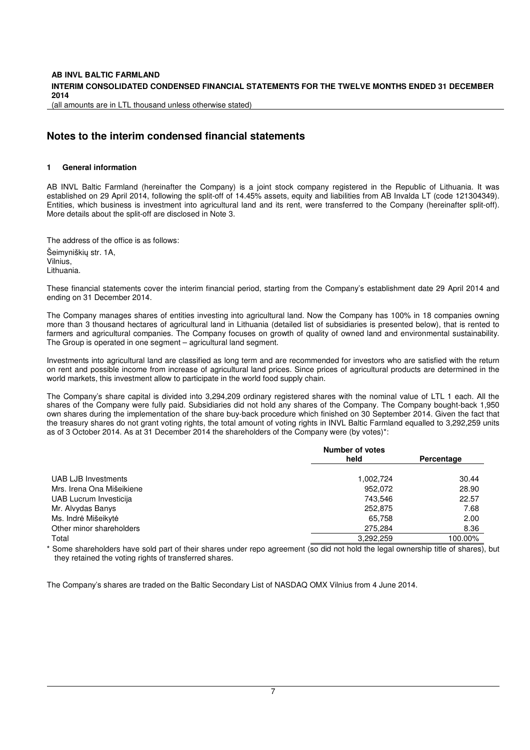# Notes to the interim condensed financial statements

## 1 General information

AB INVL Baltic Farmland (hereinafter the Company) is a joint stock company registered in the Republic of Lithuania. It was established on 29 April 2014, following the split-off of 14.45% assets, equity and liabilities from AB Invalda LT (code 121304349). Entities, which business is investment into agricultural land and its rent, were transferred to the Company (hereinafter split-off). More details about the split-off are disclosed in Note 3.

The address of the office is as follows:

Šeimyniškių str. 1A,
Vilnius,
Lithuania.

These financial statements cover the interim financial period, starting from the Company's establishment date 29 April 2014 and ending on 31 December 2014.

The Company manages shares of entities investing into agricultural land. Now the Company has 100% in 18 companies owning more than 3 thousand hectares of agricultural land in Lithuania (detailed list of subsidiaries is presented below), that is rented to farmers and agricultural companies. The Company focuses on growth of quality of owned land and environmental sustainability. The Group is operated in one segment – agricultural land segment.

Investments into agricultural land are classified as long term and are recommended for investors who are satisfied with the return on rent and possible income from increase of agricultural land prices. Since prices of agricultural products are determined in the world markets, this investment allow to participate in the world food supply chain.

The Company's share capital is divided into 3,294,209 ordinary registered shares with the nominal value of LTL 1 each. All the shares of the Company were fully paid. Subsidiaries did not hold any shares of the Company. The Company bought-back 1,950 own shares during the implementation of the share buy-back procedure which finished on 30 September 2014. Given the fact that the treasury shares do not grant voting rights, the total amount of voting rights in INVL Baltic Farmland equalled to 3,292,259 units as of 3 October 2014. As at 31 December 2014 the shareholders of the Company were (by votes)*:

| | Number of votes held | Percentage |
|---|---|---|
| UAB LJB Investments | 1,002,724 | 30.44 |
| Mrs. Irena Ona Mišeikiene | 952,072 | 28.90 |
| UAB Lucrum Investicija | 743,546 | 22.57 |
| Mr. Alvydas Banys | 252,875 | 7.68 |
| Ms. Indrė Mišeikytė | 65,758 | 2.00 |
| Other minor shareholders | 275,284 | 8.36 |
| Total | 3,292,259 | 100.00% |

\* Some shareholders have sold part of their shares under repo agreement (so did not hold the legal ownership title of shares), but they retained the voting rights of transferred shares.

The Company's shares are traded on the Baltic Secondary List of NASDAQ OMX Vilnius from 4 June 2014.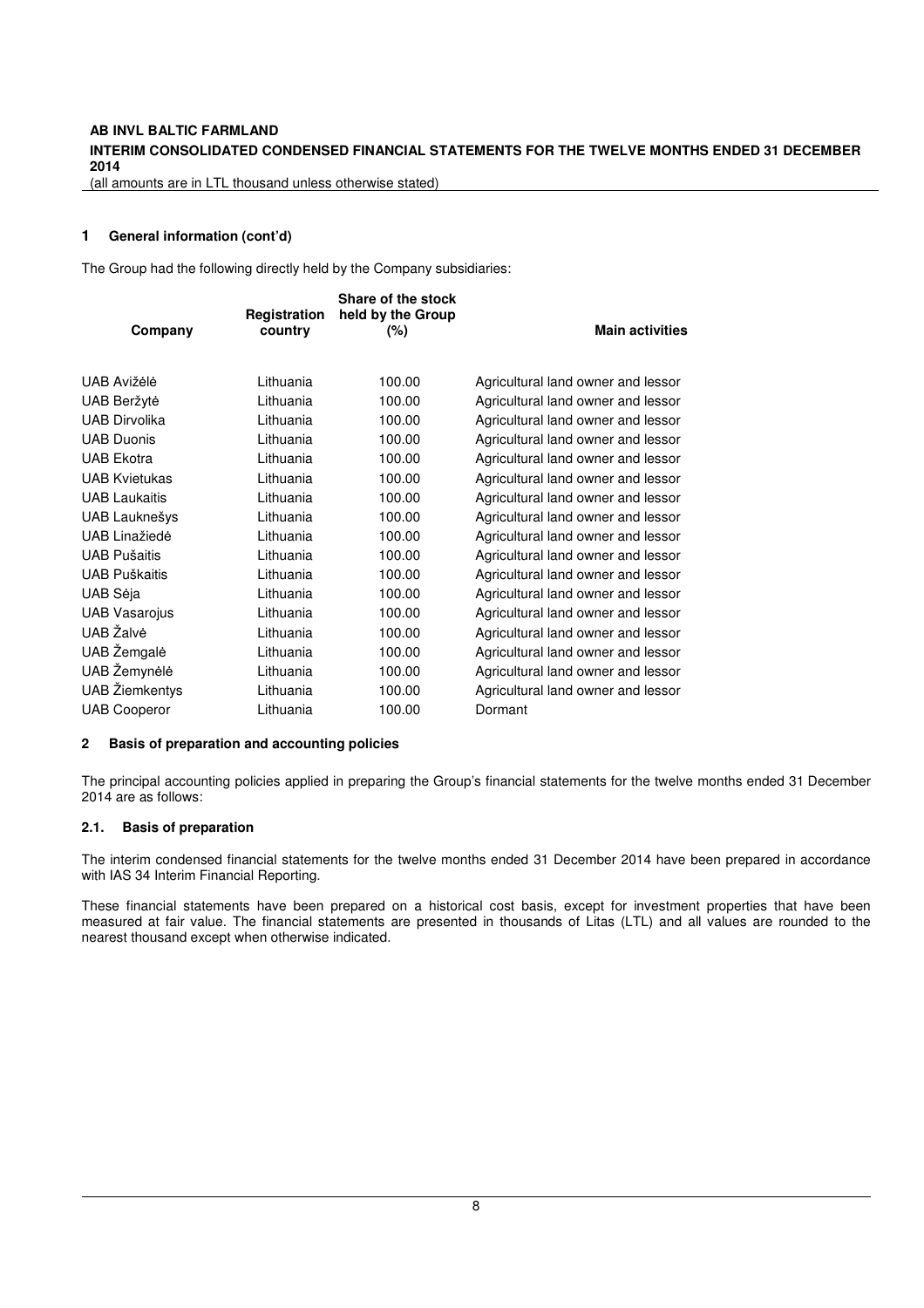## 1 General information (cont'd)

The Group had the following directly held by the Company subsidiaries:

| Company | Registration country | Share of the stock held by the Group (%) | Main activities |
|---|---|---|---|
| UAB Avižėlė | Lithuania | 100.00 | Agricultural land owner and lessor |
| UAB Beržytė | Lithuania | 100.00 | Agricultural land owner and lessor |
| UAB Dirvolika | Lithuania | 100.00 | Agricultural land owner and lessor |
| UAB Duonis | Lithuania | 100.00 | Agricultural land owner and lessor |
| UAB Ekotra | Lithuania | 100.00 | Agricultural land owner and lessor |
| UAB Kvietukas | Lithuania | 100.00 | Agricultural land owner and lessor |
| UAB Laukaitis | Lithuania | 100.00 | Agricultural land owner and lessor |
| UAB Lauknešys | Lithuania | 100.00 | Agricultural land owner and lessor |
| UAB Linažiedė | Lithuania | 100.00 | Agricultural land owner and lessor |
| UAB Pušaitis | Lithuania | 100.00 | Agricultural land owner and lessor |
| UAB Puškaitis | Lithuania | 100.00 | Agricultural land owner and lessor |
| UAB Sėja | Lithuania | 100.00 | Agricultural land owner and lessor |
| UAB Vasarojus | Lithuania | 100.00 | Agricultural land owner and lessor |
| UAB Žalvė | Lithuania | 100.00 | Agricultural land owner and lessor |
| UAB Žemgalė | Lithuania | 100.00 | Agricultural land owner and lessor |
| UAB Žemynėlė | Lithuania | 100.00 | Agricultural land owner and lessor |
| UAB Žiemkentys | Lithuania | 100.00 | Agricultural land owner and lessor |
| UAB Cooperor | Lithuania | 100.00 | Dormant |

## 2 Basis of preparation and accounting policies

The principal accounting policies applied in preparing the Group's financial statements for the twelve months ended 31 December 2014 are as follows:

### 2.1. Basis of preparation

The interim condensed financial statements for the twelve months ended 31 December 2014 have been prepared in accordance with IAS 34 Interim Financial Reporting.

These financial statements have been prepared on a historical cost basis, except for investment properties that have been measured at fair value. The financial statements are presented in thousands of Litas (LTL) and all values are rounded to the nearest thousand except when otherwise indicated.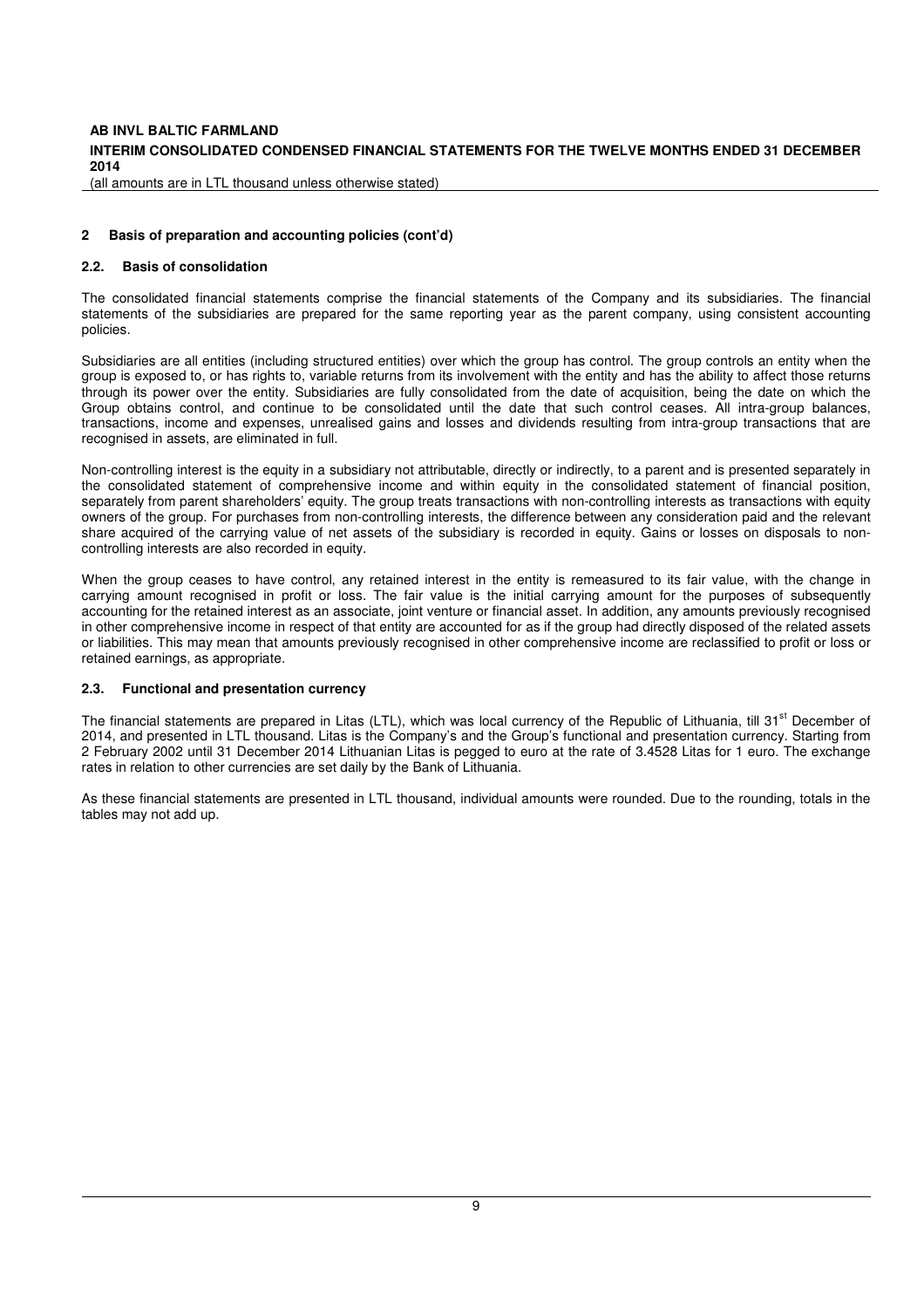## 2 Basis of preparation and accounting policies (cont'd)

### 2.2. Basis of consolidation

The consolidated financial statements comprise the financial statements of the Company and its subsidiaries. The financial statements of the subsidiaries are prepared for the same reporting year as the parent company, using consistent accounting policies.

Subsidiaries are all entities (including structured entities) over which the group has control. The group controls an entity when the group is exposed to, or has rights to, variable returns from its involvement with the entity and has the ability to affect those returns through its power over the entity. Subsidiaries are fully consolidated from the date of acquisition, being the date on which the Group obtains control, and continue to be consolidated until the date that such control ceases. All intra-group balances, transactions, income and expenses, unrealised gains and losses and dividends resulting from intra-group transactions that are recognised in assets, are eliminated in full.

Non-controlling interest is the equity in a subsidiary not attributable, directly or indirectly, to a parent and is presented separately in the consolidated statement of comprehensive income and within equity in the consolidated statement of financial position, separately from parent shareholders' equity. The group treats transactions with non-controlling interests as transactions with equity owners of the group. For purchases from non-controlling interests, the difference between any consideration paid and the relevant share acquired of the carrying value of net assets of the subsidiary is recorded in equity. Gains or losses on disposals to non-controlling interests are also recorded in equity.

When the group ceases to have control, any retained interest in the entity is remeasured to its fair value, with the change in carrying amount recognised in profit or loss. The fair value is the initial carrying amount for the purposes of subsequently accounting for the retained interest as an associate, joint venture or financial asset. In addition, any amounts previously recognised in other comprehensive income in respect of that entity are accounted for as if the group had directly disposed of the related assets or liabilities. This may mean that amounts previously recognised in other comprehensive income are reclassified to profit or loss or retained earnings, as appropriate.

### 2.3. Functional and presentation currency

The financial statements are prepared in Litas (LTL), which was local currency of the Republic of Lithuania, till 31st December of 2014, and presented in LTL thousand. Litas is the Company's and the Group's functional and presentation currency. Starting from 2 February 2002 until 31 December 2014 Lithuanian Litas is pegged to euro at the rate of 3.4528 Litas for 1 euro. The exchange rates in relation to other currencies are set daily by the Bank of Lithuania.

As these financial statements are presented in LTL thousand, individual amounts were rounded. Due to the rounding, totals in the tables may not add up.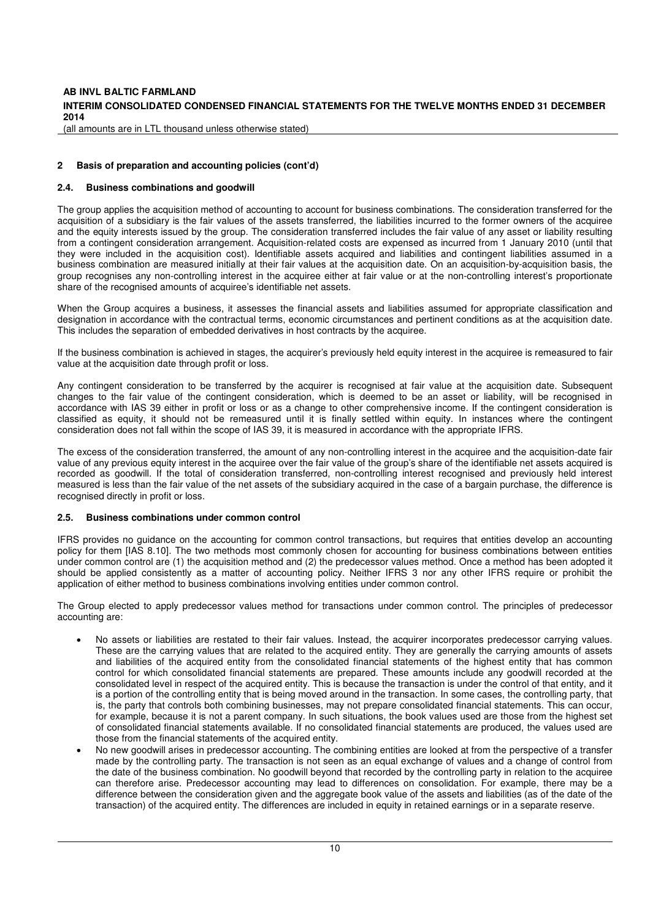## 2 Basis of preparation and accounting policies (cont'd)

### 2.4. Business combinations and goodwill

The group applies the acquisition method of accounting to account for business combinations. The consideration transferred for the acquisition of a subsidiary is the fair values of the assets transferred, the liabilities incurred to the former owners of the acquiree and the equity interests issued by the group. The consideration transferred includes the fair value of any asset or liability resulting from a contingent consideration arrangement. Acquisition-related costs are expensed as incurred from 1 January 2010 (until that they were included in the acquisition cost). Identifiable assets acquired and liabilities and contingent liabilities assumed in a business combination are measured initially at their fair values at the acquisition date. On an acquisition-by-acquisition basis, the group recognises any non-controlling interest in the acquiree either at fair value or at the non-controlling interest's proportionate share of the recognised amounts of acquiree's identifiable net assets.

When the Group acquires a business, it assesses the financial assets and liabilities assumed for appropriate classification and designation in accordance with the contractual terms, economic circumstances and pertinent conditions as at the acquisition date. This includes the separation of embedded derivatives in host contracts by the acquiree.

If the business combination is achieved in stages, the acquirer's previously held equity interest in the acquiree is remeasured to fair value at the acquisition date through profit or loss.

Any contingent consideration to be transferred by the acquirer is recognised at fair value at the acquisition date. Subsequent changes to the fair value of the contingent consideration, which is deemed to be an asset or liability, will be recognised in accordance with IAS 39 either in profit or loss or as a change to other comprehensive income. If the contingent consideration is classified as equity, it should not be remeasured until it is finally settled within equity. In instances where the contingent consideration does not fall within the scope of IAS 39, it is measured in accordance with the appropriate IFRS.

The excess of the consideration transferred, the amount of any non-controlling interest in the acquiree and the acquisition-date fair value of any previous equity interest in the acquiree over the fair value of the group's share of the identifiable net assets acquired is recorded as goodwill. If the total of consideration transferred, non-controlling interest recognised and previously held interest measured is less than the fair value of the net assets of the subsidiary acquired in the case of a bargain purchase, the difference is recognised directly in profit or loss.

### 2.5. Business combinations under common control

IFRS provides no guidance on the accounting for common control transactions, but requires that entities develop an accounting policy for them [IAS 8.10]. The two methods most commonly chosen for accounting for business combinations between entities under common control are (1) the acquisition method and (2) the predecessor values method. Once a method has been adopted it should be applied consistently as a matter of accounting policy. Neither IFRS 3 nor any other IFRS require or prohibit the application of either method to business combinations involving entities under common control.

The Group elected to apply predecessor values method for transactions under common control. The principles of predecessor accounting are:

- No assets or liabilities are restated to their fair values. Instead, the acquirer incorporates predecessor carrying values. These are the carrying values that are related to the acquired entity. They are generally the carrying amounts of assets and liabilities of the acquired entity from the consolidated financial statements of the highest entity that has common control for which consolidated financial statements are prepared. These amounts include any goodwill recorded at the consolidated level in respect of the acquired entity. This is because the transaction is under the control of that entity, and it is a portion of the controlling entity that is being moved around in the transaction. In some cases, the controlling party, that is, the party that controls both combining businesses, may not prepare consolidated financial statements. This can occur, for example, because it is not a parent company. In such situations, the book values used are those from the highest set of consolidated financial statements available. If no consolidated financial statements are produced, the values used are those from the financial statements of the acquired entity.
- No new goodwill arises in predecessor accounting. The combining entities are looked at from the perspective of a transfer made by the controlling party. The transaction is not seen as an equal exchange of values and a change of control from the date of the business combination. No goodwill beyond that recorded by the controlling party in relation to the acquiree can therefore arise. Predecessor accounting may lead to differences on consolidation. For example, there may be a difference between the consideration given and the aggregate book value of the assets and liabilities (as of the date of the transaction) of the acquired entity. The differences are included in equity in retained earnings or in a separate reserve.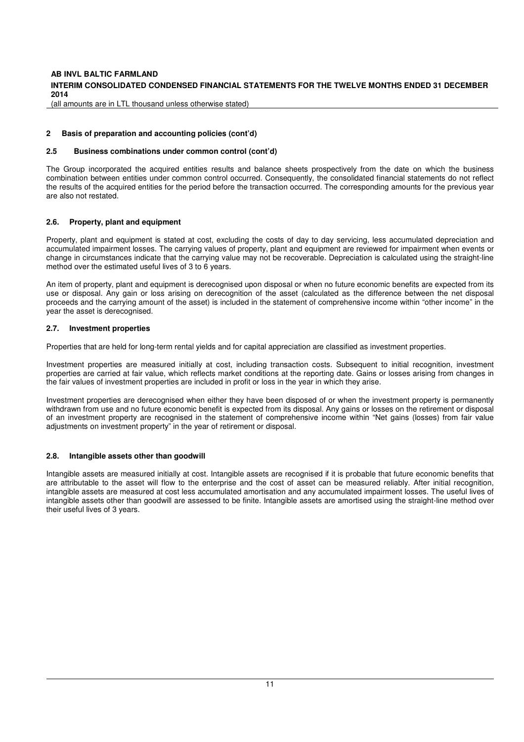## 2 Basis of preparation and accounting policies (cont'd)

### 2.5 Business combinations under common control (cont'd)

The Group incorporated the acquired entities results and balance sheets prospectively from the date on which the business combination between entities under common control occurred. Consequently, the consolidated financial statements do not reflect the results of the acquired entities for the period before the transaction occurred. The corresponding amounts for the previous year are also not restated.

### 2.6. Property, plant and equipment

Property, plant and equipment is stated at cost, excluding the costs of day to day servicing, less accumulated depreciation and accumulated impairment losses. The carrying values of property, plant and equipment are reviewed for impairment when events or change in circumstances indicate that the carrying value may not be recoverable. Depreciation is calculated using the straight-line method over the estimated useful lives of 3 to 6 years.

An item of property, plant and equipment is derecognised upon disposal or when no future economic benefits are expected from its use or disposal. Any gain or loss arising on derecognition of the asset (calculated as the difference between the net disposal proceeds and the carrying amount of the asset) is included in the statement of comprehensive income within "other income" in the year the asset is derecognised.

### 2.7. Investment properties

Properties that are held for long-term rental yields and for capital appreciation are classified as investment properties.

Investment properties are measured initially at cost, including transaction costs. Subsequent to initial recognition, investment properties are carried at fair value, which reflects market conditions at the reporting date. Gains or losses arising from changes in the fair values of investment properties are included in profit or loss in the year in which they arise.

Investment properties are derecognised when either they have been disposed of or when the investment property is permanently withdrawn from use and no future economic benefit is expected from its disposal. Any gains or losses on the retirement or disposal of an investment property are recognised in the statement of comprehensive income within "Net gains (losses) from fair value adjustments on investment property" in the year of retirement or disposal.

### 2.8. Intangible assets other than goodwill

Intangible assets are measured initially at cost. Intangible assets are recognised if it is probable that future economic benefits that are attributable to the asset will flow to the enterprise and the cost of asset can be measured reliably. After initial recognition, intangible assets are measured at cost less accumulated amortisation and any accumulated impairment losses. The useful lives of intangible assets other than goodwill are assessed to be finite. Intangible assets are amortised using the straight-line method over their useful lives of 3 years.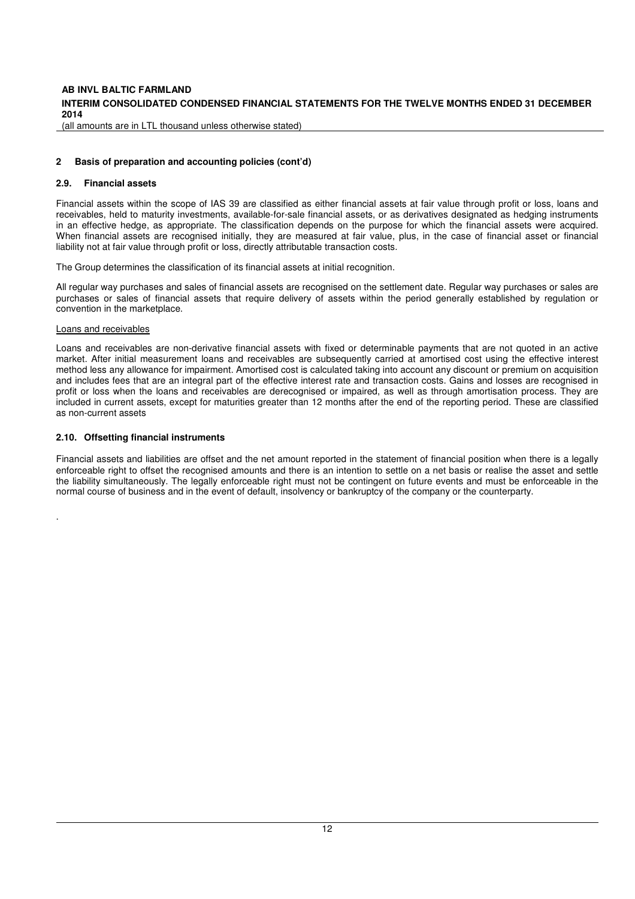## 2 Basis of preparation and accounting policies (cont'd)

### 2.9. Financial assets

Financial assets within the scope of IAS 39 are classified as either financial assets at fair value through profit or loss, loans and receivables, held to maturity investments, available-for-sale financial assets, or as derivatives designated as hedging instruments in an effective hedge, as appropriate. The classification depends on the purpose for which the financial assets were acquired. When financial assets are recognised initially, they are measured at fair value, plus, in the case of financial asset or financial liability not at fair value through profit or loss, directly attributable transaction costs.

The Group determines the classification of its financial assets at initial recognition.

All regular way purchases and sales of financial assets are recognised on the settlement date. Regular way purchases or sales are purchases or sales of financial assets that require delivery of assets within the period generally established by regulation or convention in the marketplace.

Loans and receivables

Loans and receivables are non-derivative financial assets with fixed or determinable payments that are not quoted in an active market. After initial measurement loans and receivables are subsequently carried at amortised cost using the effective interest method less any allowance for impairment. Amortised cost is calculated taking into account any discount or premium on acquisition and includes fees that are an integral part of the effective interest rate and transaction costs. Gains and losses are recognised in profit or loss when the loans and receivables are derecognised or impaired, as well as through amortisation process. They are included in current assets, except for maturities greater than 12 months after the end of the reporting period. These are classified as non-current assets

### 2.10. Offsetting financial instruments

Financial assets and liabilities are offset and the net amount reported in the statement of financial position when there is a legally enforceable right to offset the recognised amounts and there is an intention to settle on a net basis or realise the asset and settle the liability simultaneously. The legally enforceable right must not be contingent on future events and must be enforceable in the normal course of business and in the event of default, insolvency or bankruptcy of the company or the counterparty.

.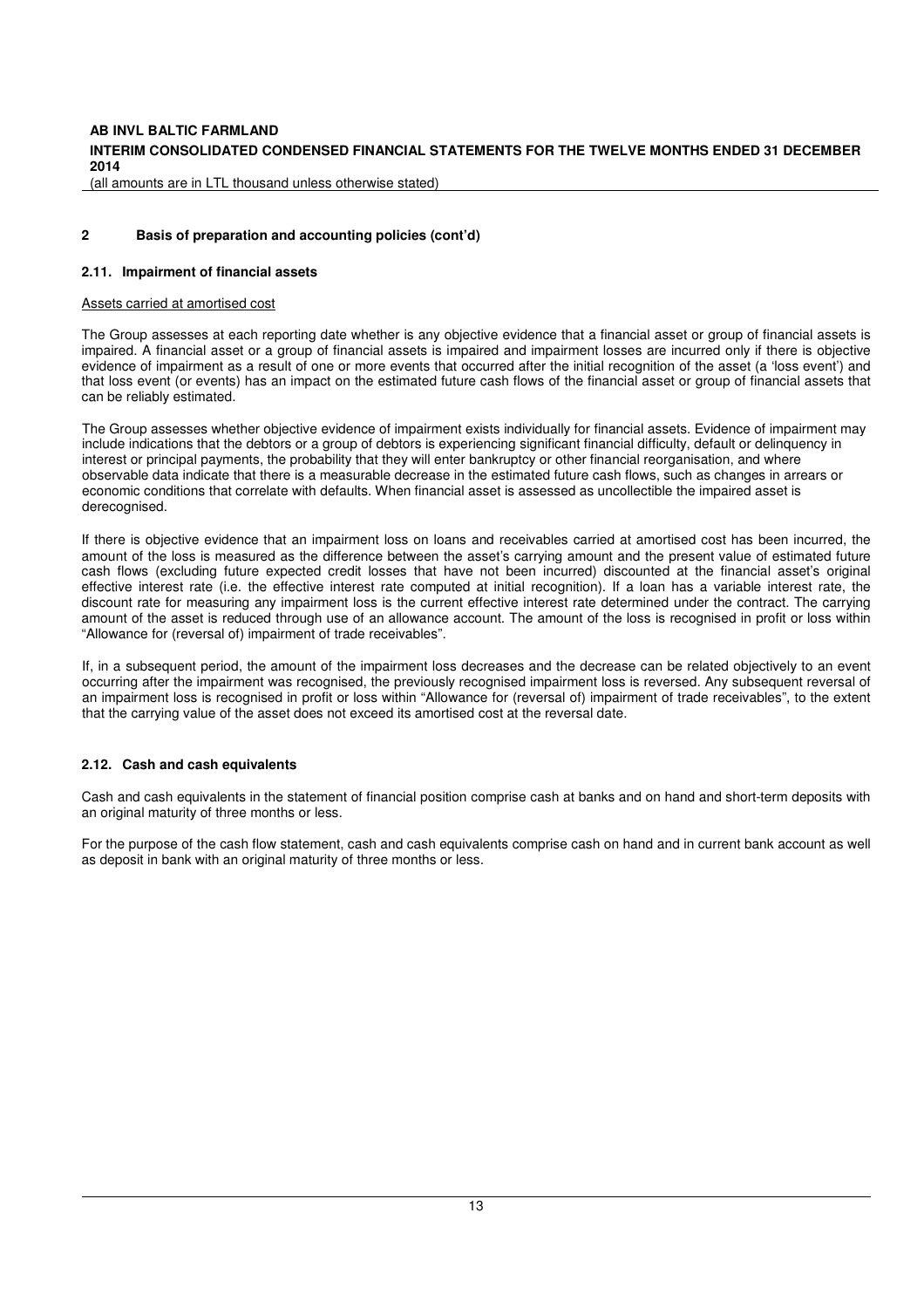## 2 Basis of preparation and accounting policies (cont'd)

### 2.11. Impairment of financial assets

Assets carried at amortised cost

The Group assesses at each reporting date whether is any objective evidence that a financial asset or group of financial assets is impaired. A financial asset or a group of financial assets is impaired and impairment losses are incurred only if there is objective evidence of impairment as a result of one or more events that occurred after the initial recognition of the asset (a 'loss event') and that loss event (or events) has an impact on the estimated future cash flows of the financial asset or group of financial assets that can be reliably estimated.

The Group assesses whether objective evidence of impairment exists individually for financial assets. Evidence of impairment may include indications that the debtors or a group of debtors is experiencing significant financial difficulty, default or delinquency in interest or principal payments, the probability that they will enter bankruptcy or other financial reorganisation, and where observable data indicate that there is a measurable decrease in the estimated future cash flows, such as changes in arrears or economic conditions that correlate with defaults. When financial asset is assessed as uncollectible the impaired asset is derecognised.

If there is objective evidence that an impairment loss on loans and receivables carried at amortised cost has been incurred, the amount of the loss is measured as the difference between the asset's carrying amount and the present value of estimated future cash flows (excluding future expected credit losses that have not been incurred) discounted at the financial asset's original effective interest rate (i.e. the effective interest rate computed at initial recognition). If a loan has a variable interest rate, the discount rate for measuring any impairment loss is the current effective interest rate determined under the contract. The carrying amount of the asset is reduced through use of an allowance account. The amount of the loss is recognised in profit or loss within "Allowance for (reversal of) impairment of trade receivables".

If, in a subsequent period, the amount of the impairment loss decreases and the decrease can be related objectively to an event occurring after the impairment was recognised, the previously recognised impairment loss is reversed. Any subsequent reversal of an impairment loss is recognised in profit or loss within "Allowance for (reversal of) impairment of trade receivables", to the extent that the carrying value of the asset does not exceed its amortised cost at the reversal date.

### 2.12. Cash and cash equivalents

Cash and cash equivalents in the statement of financial position comprise cash at banks and on hand and short-term deposits with an original maturity of three months or less.

For the purpose of the cash flow statement, cash and cash equivalents comprise cash on hand and in current bank account as well as deposit in bank with an original maturity of three months or less.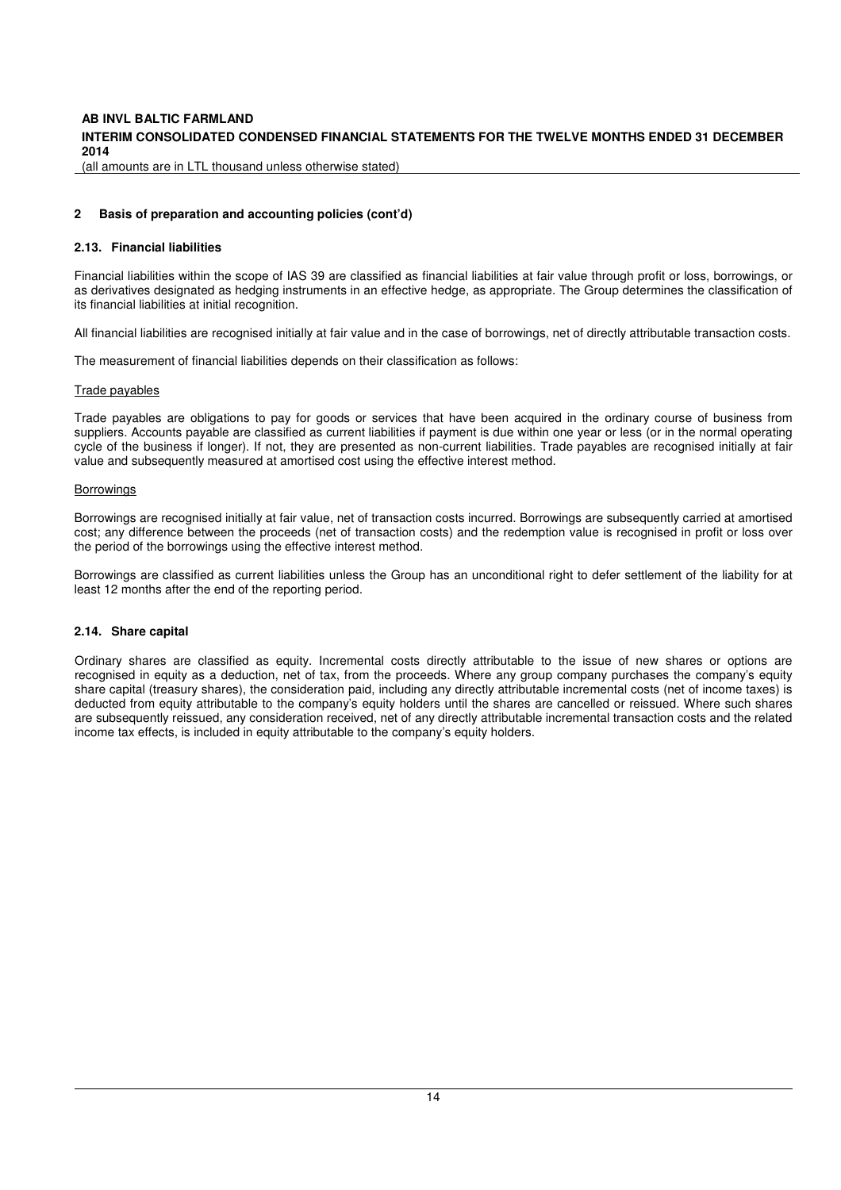## 2 Basis of preparation and accounting policies (cont'd)

### 2.13. Financial liabilities

Financial liabilities within the scope of IAS 39 are classified as financial liabilities at fair value through profit or loss, borrowings, or as derivatives designated as hedging instruments in an effective hedge, as appropriate. The Group determines the classification of its financial liabilities at initial recognition.

All financial liabilities are recognised initially at fair value and in the case of borrowings, net of directly attributable transaction costs.

The measurement of financial liabilities depends on their classification as follows:

Trade payables

Trade payables are obligations to pay for goods or services that have been acquired in the ordinary course of business from suppliers. Accounts payable are classified as current liabilities if payment is due within one year or less (or in the normal operating cycle of the business if longer). If not, they are presented as non-current liabilities. Trade payables are recognised initially at fair value and subsequently measured at amortised cost using the effective interest method.

Borrowings

Borrowings are recognised initially at fair value, net of transaction costs incurred. Borrowings are subsequently carried at amortised cost; any difference between the proceeds (net of transaction costs) and the redemption value is recognised in profit or loss over the period of the borrowings using the effective interest method.

Borrowings are classified as current liabilities unless the Group has an unconditional right to defer settlement of the liability for at least 12 months after the end of the reporting period.

### 2.14. Share capital

Ordinary shares are classified as equity. Incremental costs directly attributable to the issue of new shares or options are recognised in equity as a deduction, net of tax, from the proceeds. Where any group company purchases the company's equity share capital (treasury shares), the consideration paid, including any directly attributable incremental costs (net of income taxes) is deducted from equity attributable to the company's equity holders until the shares are cancelled or reissued. Where such shares are subsequently reissued, any consideration received, net of any directly attributable incremental transaction costs and the related income tax effects, is included in equity attributable to the company's equity holders.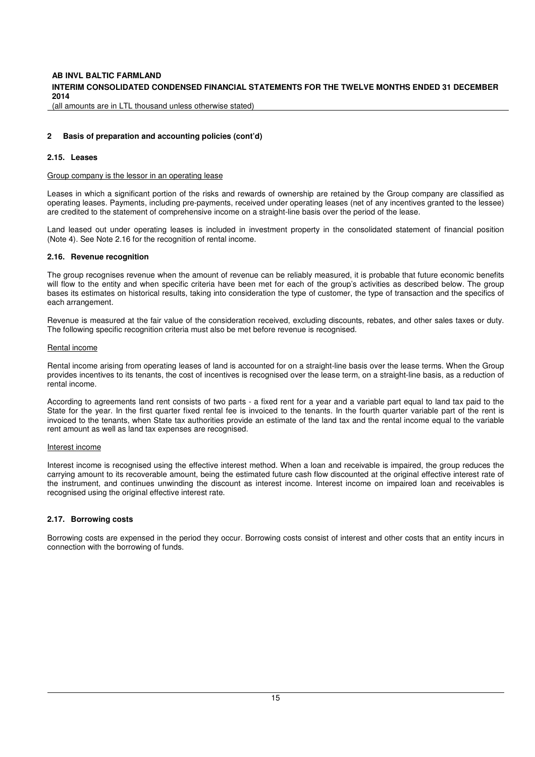## 2 Basis of preparation and accounting policies (cont'd)

### 2.15. Leases

Group company is the lessor in an operating lease

Leases in which a significant portion of the risks and rewards of ownership are retained by the Group company are classified as operating leases. Payments, including pre-payments, received under operating leases (net of any incentives granted to the lessee) are credited to the statement of comprehensive income on a straight-line basis over the period of the lease.

Land leased out under operating leases is included in investment property in the consolidated statement of financial position (Note 4). See Note 2.16 for the recognition of rental income.

### 2.16. Revenue recognition

The group recognises revenue when the amount of revenue can be reliably measured, it is probable that future economic benefits will flow to the entity and when specific criteria have been met for each of the group's activities as described below. The group bases its estimates on historical results, taking into consideration the type of customer, the type of transaction and the specifics of each arrangement.

Revenue is measured at the fair value of the consideration received, excluding discounts, rebates, and other sales taxes or duty. The following specific recognition criteria must also be met before revenue is recognised.

Rental income

Rental income arising from operating leases of land is accounted for on a straight-line basis over the lease terms. When the Group provides incentives to its tenants, the cost of incentives is recognised over the lease term, on a straight-line basis, as a reduction of rental income.

According to agreements land rent consists of two parts - a fixed rent for a year and a variable part equal to land tax paid to the State for the year. In the first quarter fixed rental fee is invoiced to the tenants. In the fourth quarter variable part of the rent is invoiced to the tenants, when State tax authorities provide an estimate of the land tax and the rental income equal to the variable rent amount as well as land tax expenses are recognised.

Interest income

Interest income is recognised using the effective interest method. When a loan and receivable is impaired, the group reduces the carrying amount to its recoverable amount, being the estimated future cash flow discounted at the original effective interest rate of the instrument, and continues unwinding the discount as interest income. Interest income on impaired loan and receivables is recognised using the original effective interest rate.

### 2.17. Borrowing costs

Borrowing costs are expensed in the period they occur. Borrowing costs consist of interest and other costs that an entity incurs in connection with the borrowing of funds.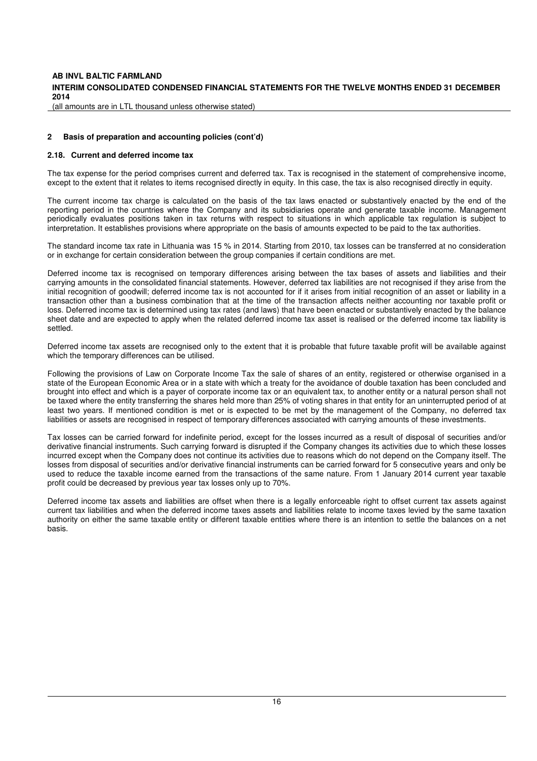## 2 Basis of preparation and accounting policies (cont'd)

### 2.18. Current and deferred income tax

The tax expense for the period comprises current and deferred tax. Tax is recognised in the statement of comprehensive income, except to the extent that it relates to items recognised directly in equity. In this case, the tax is also recognised directly in equity.

The current income tax charge is calculated on the basis of the tax laws enacted or substantively enacted by the end of the reporting period in the countries where the Company and its subsidiaries operate and generate taxable income. Management periodically evaluates positions taken in tax returns with respect to situations in which applicable tax regulation is subject to interpretation. It establishes provisions where appropriate on the basis of amounts expected to be paid to the tax authorities.

The standard income tax rate in Lithuania was 15 % in 2014. Starting from 2010, tax losses can be transferred at no consideration or in exchange for certain consideration between the group companies if certain conditions are met.

Deferred income tax is recognised on temporary differences arising between the tax bases of assets and liabilities and their carrying amounts in the consolidated financial statements. However, deferred tax liabilities are not recognised if they arise from the initial recognition of goodwill; deferred income tax is not accounted for if it arises from initial recognition of an asset or liability in a transaction other than a business combination that at the time of the transaction affects neither accounting nor taxable profit or loss. Deferred income tax is determined using tax rates (and laws) that have been enacted or substantively enacted by the balance sheet date and are expected to apply when the related deferred income tax asset is realised or the deferred income tax liability is settled.

Deferred income tax assets are recognised only to the extent that it is probable that future taxable profit will be available against which the temporary differences can be utilised.

Following the provisions of Law on Corporate Income Tax the sale of shares of an entity, registered or otherwise organised in a state of the European Economic Area or in a state with which a treaty for the avoidance of double taxation has been concluded and brought into effect and which is a payer of corporate income tax or an equivalent tax, to another entity or a natural person shall not be taxed where the entity transferring the shares held more than 25% of voting shares in that entity for an uninterrupted period of at least two years. If mentioned condition is met or is expected to be met by the management of the Company, no deferred tax liabilities or assets are recognised in respect of temporary differences associated with carrying amounts of these investments.

Tax losses can be carried forward for indefinite period, except for the losses incurred as a result of disposal of securities and/or derivative financial instruments. Such carrying forward is disrupted if the Company changes its activities due to which these losses incurred except when the Company does not continue its activities due to reasons which do not depend on the Company itself. The losses from disposal of securities and/or derivative financial instruments can be carried forward for 5 consecutive years and only be used to reduce the taxable income earned from the transactions of the same nature. From 1 January 2014 current year taxable profit could be decreased by previous year tax losses only up to 70%.

Deferred income tax assets and liabilities are offset when there is a legally enforceable right to offset current tax assets against current tax liabilities and when the deferred income taxes assets and liabilities relate to income taxes levied by the same taxation authority on either the same taxable entity or different taxable entities where there is an intention to settle the balances on a net basis.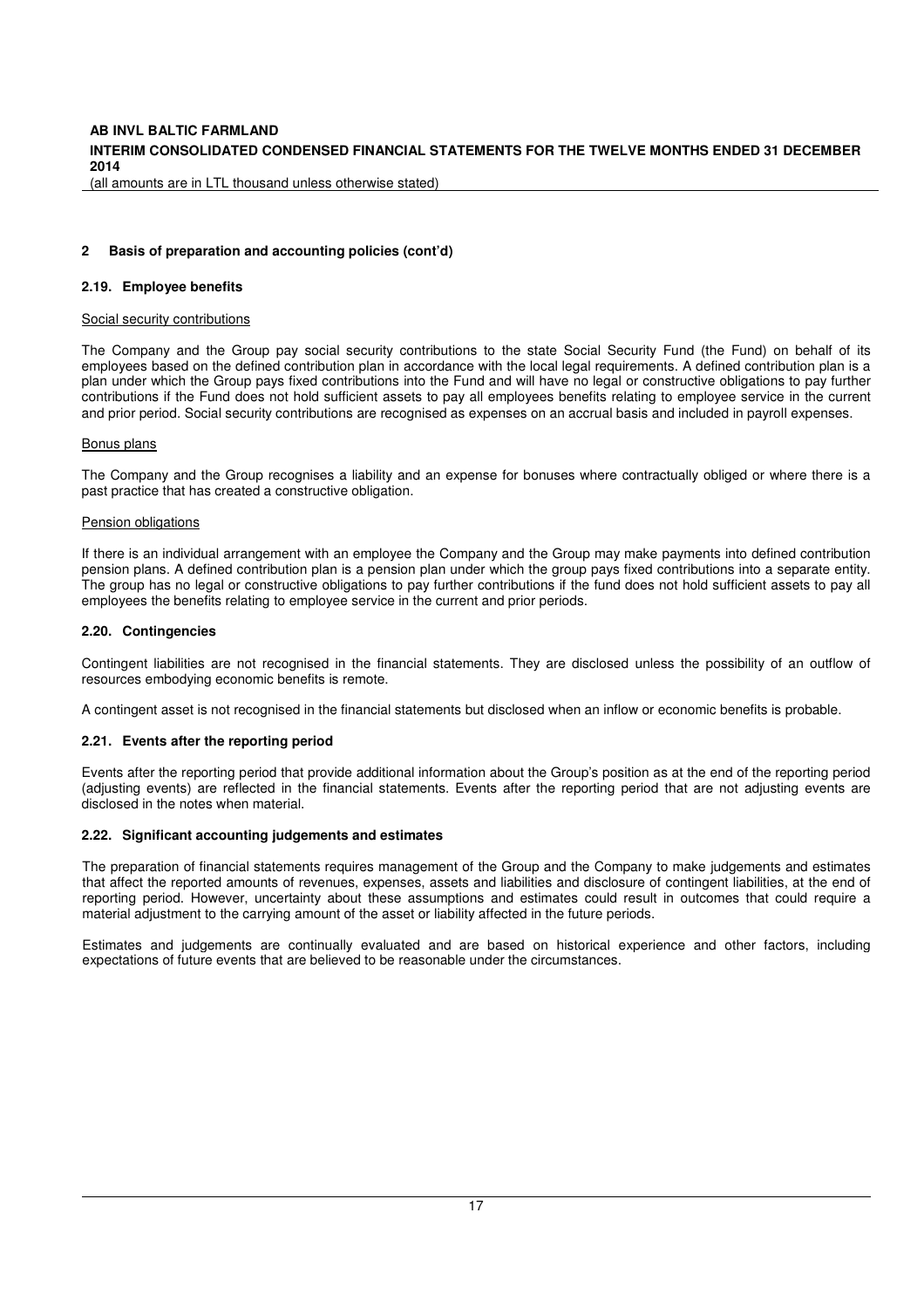## 2 Basis of preparation and accounting policies (cont'd)

### 2.19. Employee benefits

Social security contributions

The Company and the Group pay social security contributions to the state Social Security Fund (the Fund) on behalf of its employees based on the defined contribution plan in accordance with the local legal requirements. A defined contribution plan is a plan under which the Group pays fixed contributions into the Fund and will have no legal or constructive obligations to pay further contributions if the Fund does not hold sufficient assets to pay all employees benefits relating to employee service in the current and prior period. Social security contributions are recognised as expenses on an accrual basis and included in payroll expenses.

Bonus plans

The Company and the Group recognises a liability and an expense for bonuses where contractually obliged or where there is a past practice that has created a constructive obligation.

Pension obligations

If there is an individual arrangement with an employee the Company and the Group may make payments into defined contribution pension plans. A defined contribution plan is a pension plan under which the group pays fixed contributions into a separate entity. The group has no legal or constructive obligations to pay further contributions if the fund does not hold sufficient assets to pay all employees the benefits relating to employee service in the current and prior periods.

### 2.20. Contingencies

Contingent liabilities are not recognised in the financial statements. They are disclosed unless the possibility of an outflow of resources embodying economic benefits is remote.

A contingent asset is not recognised in the financial statements but disclosed when an inflow or economic benefits is probable.

### 2.21. Events after the reporting period

Events after the reporting period that provide additional information about the Group's position as at the end of the reporting period (adjusting events) are reflected in the financial statements. Events after the reporting period that are not adjusting events are disclosed in the notes when material.

### 2.22. Significant accounting judgements and estimates

The preparation of financial statements requires management of the Group and the Company to make judgements and estimates that affect the reported amounts of revenues, expenses, assets and liabilities and disclosure of contingent liabilities, at the end of reporting period. However, uncertainty about these assumptions and estimates could result in outcomes that could require a material adjustment to the carrying amount of the asset or liability affected in the future periods.

Estimates and judgements are continually evaluated and are based on historical experience and other factors, including expectations of future events that are believed to be reasonable under the circumstances.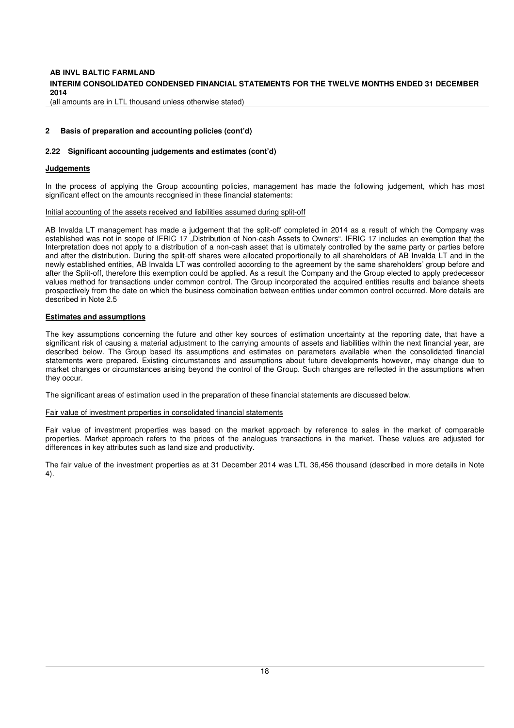## 2 Basis of preparation and accounting policies (cont'd)

### 2.22 Significant accounting judgements and estimates (cont'd)

**Judgements**

In the process of applying the Group accounting policies, management has made the following judgement, which has most significant effect on the amounts recognised in these financial statements:

Initial accounting of the assets received and liabilities assumed during split-off

AB Invalda LT management has made a judgement that the split-off completed in 2014 as a result of which the Company was established was not in scope of IFRIC 17 „Distribution of Non-cash Assets to Owners". IFRIC 17 includes an exemption that the Interpretation does not apply to a distribution of a non-cash asset that is ultimately controlled by the same party or parties before and after the distribution. During the split-off shares were allocated proportionally to all shareholders of AB Invalda LT and in the newly established entities, AB Invalda LT was controlled according to the agreement by the same shareholders' group before and after the Split-off, therefore this exemption could be applied. As a result the Company and the Group elected to apply predecessor values method for transactions under common control. The Group incorporated the acquired entities results and balance sheets prospectively from the date on which the business combination between entities under common control occurred. More details are described in Note 2.5

**Estimates and assumptions**

The key assumptions concerning the future and other key sources of estimation uncertainty at the reporting date, that have a significant risk of causing a material adjustment to the carrying amounts of assets and liabilities within the next financial year, are described below. The Group based its assumptions and estimates on parameters available when the consolidated financial statements were prepared. Existing circumstances and assumptions about future developments however, may change due to market changes or circumstances arising beyond the control of the Group. Such changes are reflected in the assumptions when they occur.

The significant areas of estimation used in the preparation of these financial statements are discussed below.

Fair value of investment properties in consolidated financial statements

Fair value of investment properties was based on the market approach by reference to sales in the market of comparable properties. Market approach refers to the prices of the analogues transactions in the market. These values are adjusted for differences in key attributes such as land size and productivity.

The fair value of the investment properties as at 31 December 2014 was LTL 36,456 thousand (described in more details in Note 4).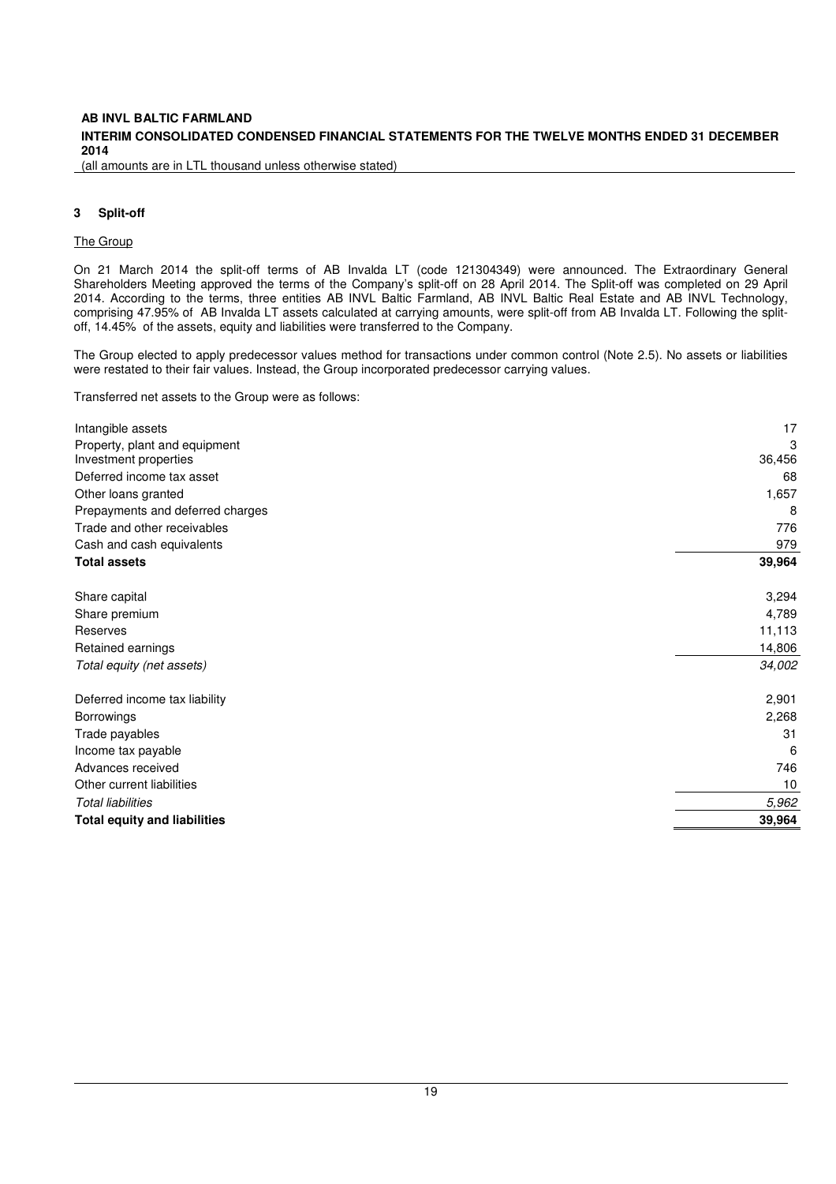## 3 Split-off

The Group

On 21 March 2014 the split-off terms of AB Invalda LT (code 121304349) were announced. The Extraordinary General Shareholders Meeting approved the terms of the Company's split-off on 28 April 2014. The Split-off was completed on 29 April 2014. According to the terms, three entities AB INVL Baltic Farmland, AB INVL Baltic Real Estate and AB INVL Technology, comprising 47.95% of AB Invalda LT assets calculated at carrying amounts, were split-off from AB Invalda LT. Following the split-off, 14.45% of the assets, equity and liabilities were transferred to the Company.

The Group elected to apply predecessor values method for transactions under common control (Note 2.5). No assets or liabilities were restated to their fair values. Instead, the Group incorporated predecessor carrying values.

Transferred net assets to the Group were as follows:

| | |
|---|---|
| Intangible assets | 17 |
| Property, plant and equipment | 3 |
| Investment properties | 36,456 |
| Deferred income tax asset | 68 |
| Other loans granted | 1,657 |
| Prepayments and deferred charges | 8 |
| Trade and other receivables | 776 |
| Cash and cash equivalents | 979 |
| **Total assets** | **39,964** |
| | |
| Share capital | 3,294 |
| Share premium | 4,789 |
| Reserves | 11,113 |
| Retained earnings | 14,806 |
| *Total equity (net assets)* | *34,002* |
| | |
| Deferred income tax liability | 2,901 |
| Borrowings | 2,268 |
| Trade payables | 31 |
| Income tax payable | 6 |
| Advances received | 746 |
| Other current liabilities | 10 |
| *Total liabilities* | *5,962* |
| **Total equity and liabilities** | **39,964** |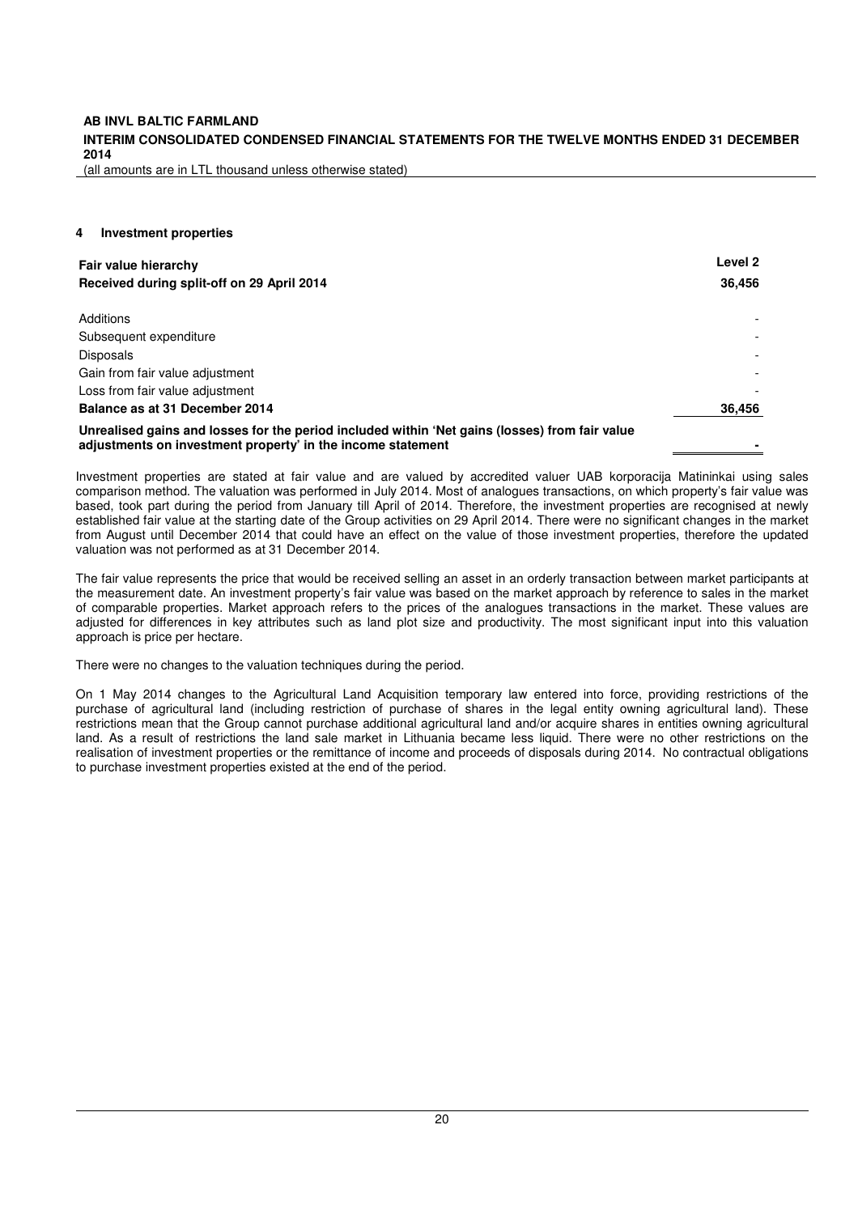## 4 Investment properties

| Fair value hierarchy | Level 2 |
|---|---|
| **Received during split-off on 29 April 2014** | **36,456** |
| Additions | - |
| Subsequent expenditure | - |
| Disposals | - |
| Gain from fair value adjustment | - |
| Loss from fair value adjustment | - |
| **Balance as at 31 December 2014** | **36,456** |
| **Unrealised gains and losses for the period included within 'Net gains (losses) from fair value adjustments on investment property' in the income statement** | **-** |

Investment properties are stated at fair value and are valued by accredited valuer UAB korporacija Matininkai using sales comparison method. The valuation was performed in July 2014. Most of analogues transactions, on which property's fair value was based, took part during the period from January till April of 2014. Therefore, the investment properties are recognised at newly established fair value at the starting date of the Group activities on 29 April 2014. There were no significant changes in the market from August until December 2014 that could have an effect on the value of those investment properties, therefore the updated valuation was not performed as at 31 December 2014.

The fair value represents the price that would be received selling an asset in an orderly transaction between market participants at the measurement date. An investment property's fair value was based on the market approach by reference to sales in the market of comparable properties. Market approach refers to the prices of the analogues transactions in the market. These values are adjusted for differences in key attributes such as land plot size and productivity. The most significant input into this valuation approach is price per hectare.

There were no changes to the valuation techniques during the period.

On 1 May 2014 changes to the Agricultural Land Acquisition temporary law entered into force, providing restrictions of the purchase of agricultural land (including restriction of purchase of shares in the legal entity owning agricultural land). These restrictions mean that the Group cannot purchase additional agricultural land and/or acquire shares in entities owning agricultural land. As a result of restrictions the land sale market in Lithuania became less liquid. There were no other restrictions on the realisation of investment properties or the remittance of income and proceeds of disposals during 2014. No contractual obligations to purchase investment properties existed at the end of the period.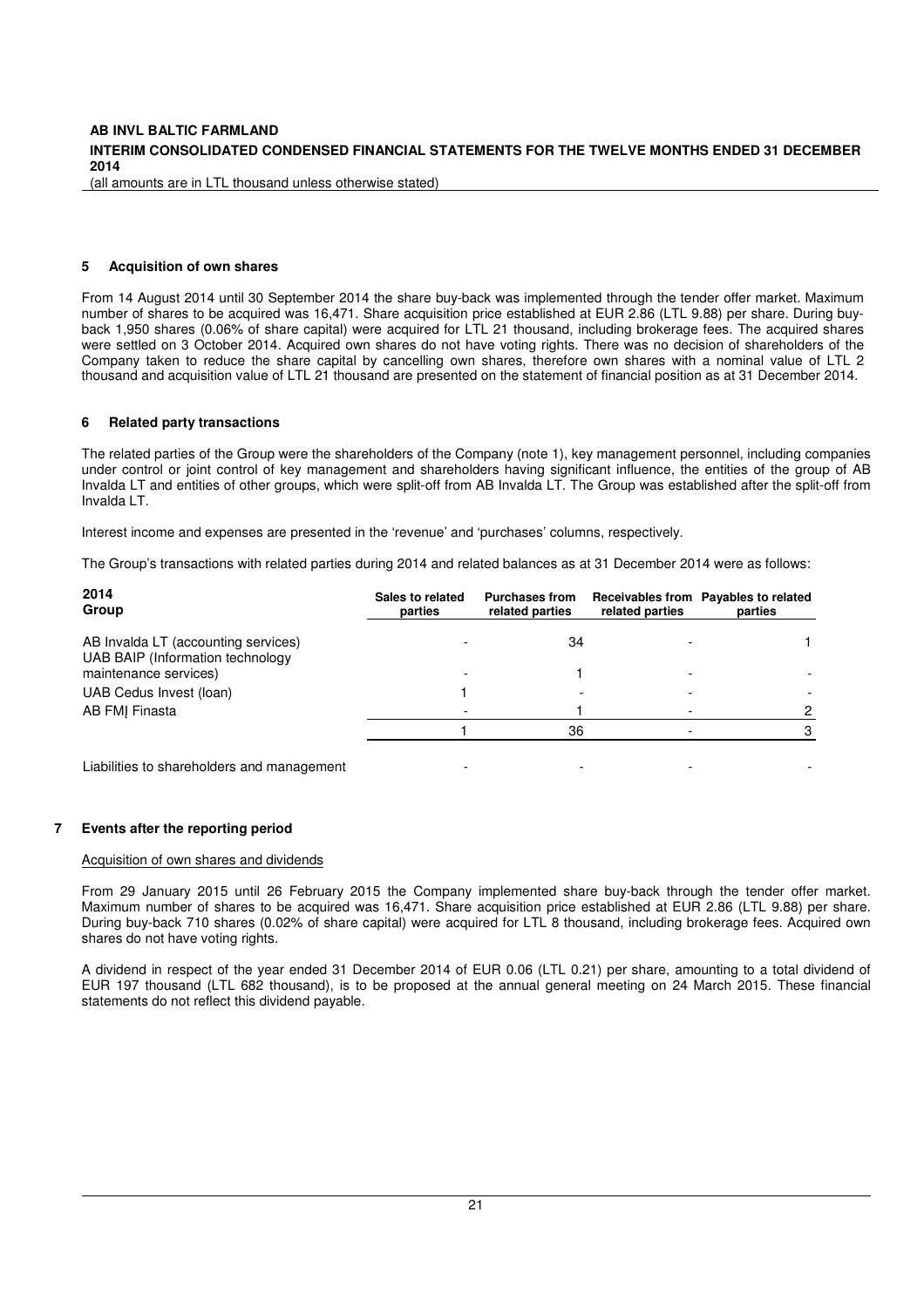## 5 Acquisition of own shares

From 14 August 2014 until 30 September 2014 the share buy-back was implemented through the tender offer market. Maximum number of shares to be acquired was 16,471. Share acquisition price established at EUR 2.86 (LTL 9.88) per share. During buy-back 1,950 shares (0.06% of share capital) were acquired for LTL 21 thousand, including brokerage fees. The acquired shares were settled on 3 October 2014. Acquired own shares do not have voting rights. There was no decision of shareholders of the Company taken to reduce the share capital by cancelling own shares, therefore own shares with a nominal value of LTL 2 thousand and acquisition value of LTL 21 thousand are presented on the statement of financial position as at 31 December 2014.

## 6 Related party transactions

The related parties of the Group were the shareholders of the Company (note 1), key management personnel, including companies under control or joint control of key management and shareholders having significant influence, the entities of the group of AB Invalda LT and entities of other groups, which were split-off from AB Invalda LT. The Group was established after the split-off from Invalda LT.

Interest income and expenses are presented in the 'revenue' and 'purchases' columns, respectively.

The Group's transactions with related parties during 2014 and related balances as at 31 December 2014 were as follows:

| 2014 Group | Sales to related parties | Purchases from related parties | Receivables from related parties | Payables to related parties |
|---|---|---|---|---|
| AB Invalda LT (accounting services) | - | 34 | - | 1 |
| UAB BAIP (Information technology maintenance services) | - | 1 | - | - |
| UAB Cedus Invest (loan) | 1 | - | - | - |
| AB FMĮ Finasta | - | 1 | - | 2 |
| | 1 | 36 | - | 3 |
| Liabilities to shareholders and management | - | - | - | - |

## 7 Events after the reporting period

Acquisition of own shares and dividends

From 29 January 2015 until 26 February 2015 the Company implemented share buy-back through the tender offer market. Maximum number of shares to be acquired was 16,471. Share acquisition price established at EUR 2.86 (LTL 9.88) per share. During buy-back 710 shares (0.02% of share capital) were acquired for LTL 8 thousand, including brokerage fees. Acquired own shares do not have voting rights.

A dividend in respect of the year ended 31 December 2014 of EUR 0.06 (LTL 0.21) per share, amounting to a total dividend of EUR 197 thousand (LTL 682 thousand), is to be proposed at the annual general meeting on 24 March 2015. These financial statements do not reflect this dividend payable.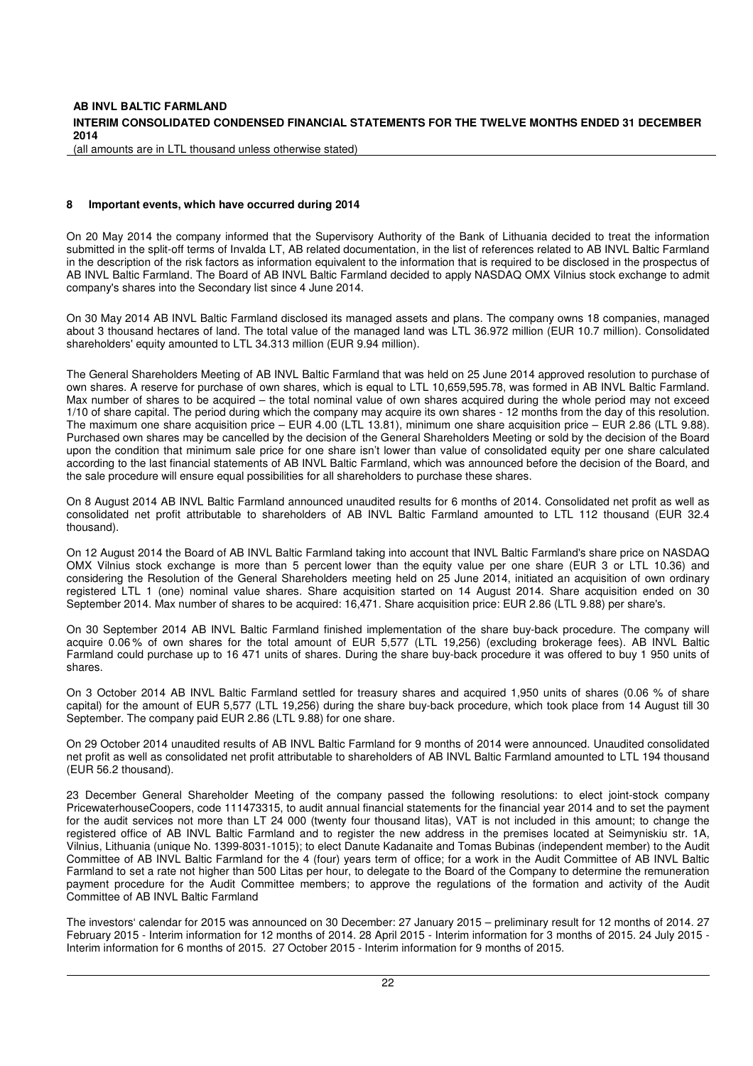## 8 Important events, which have occurred during 2014

On 20 May 2014 the company informed that the Supervisory Authority of the Bank of Lithuania decided to treat the information submitted in the split-off terms of Invalda LT, AB related documentation, in the list of references related to AB INVL Baltic Farmland in the description of the risk factors as information equivalent to the information that is required to be disclosed in the prospectus of AB INVL Baltic Farmland. The Board of AB INVL Baltic Farmland decided to apply NASDAQ OMX Vilnius stock exchange to admit company's shares into the Secondary list since 4 June 2014.

On 30 May 2014 AB INVL Baltic Farmland disclosed its managed assets and plans. The company owns 18 companies, managed about 3 thousand hectares of land. The total value of the managed land was LTL 36.972 million (EUR 10.7 million). Consolidated shareholders' equity amounted to LTL 34.313 million (EUR 9.94 million).

The General Shareholders Meeting of AB INVL Baltic Farmland that was held on 25 June 2014 approved resolution to purchase of own shares. A reserve for purchase of own shares, which is equal to LTL 10,659,595.78, was formed in AB INVL Baltic Farmland. Max number of shares to be acquired – the total nominal value of own shares acquired during the whole period may not exceed 1/10 of share capital. The period during which the company may acquire its own shares - 12 months from the day of this resolution. The maximum one share acquisition price – EUR 4.00 (LTL 13.81), minimum one share acquisition price – EUR 2.86 (LTL 9.88). Purchased own shares may be cancelled by the decision of the General Shareholders Meeting or sold by the decision of the Board upon the condition that minimum sale price for one share isn't lower than value of consolidated equity per one share calculated according to the last financial statements of AB INVL Baltic Farmland, which was announced before the decision of the Board, and the sale procedure will ensure equal possibilities for all shareholders to purchase these shares.

On 8 August 2014 AB INVL Baltic Farmland announced unaudited results for 6 months of 2014. Consolidated net profit as well as consolidated net profit attributable to shareholders of AB INVL Baltic Farmland amounted to LTL 112 thousand (EUR 32.4 thousand).

On 12 August 2014 the Board of AB INVL Baltic Farmland taking into account that INVL Baltic Farmland's share price on NASDAQ OMX Vilnius stock exchange is more than 5 percent lower than the equity value per one share (EUR 3 or LTL 10.36) and considering the Resolution of the General Shareholders meeting held on 25 June 2014, initiated an acquisition of own ordinary registered LTL 1 (one) nominal value shares. Share acquisition started on 14 August 2014. Share acquisition ended on 30 September 2014. Max number of shares to be acquired: 16,471. Share acquisition price: EUR 2.86 (LTL 9.88) per share's.

On 30 September 2014 AB INVL Baltic Farmland finished implementation of the share buy-back procedure. The company will acquire 0.06 % of own shares for the total amount of EUR 5,577 (LTL 19,256) (excluding brokerage fees). AB INVL Baltic Farmland could purchase up to 16 471 units of shares. During the share buy-back procedure it was offered to buy 1 950 units of shares.

On 3 October 2014 AB INVL Baltic Farmland settled for treasury shares and acquired 1,950 units of shares (0.06 % of share capital) for the amount of EUR 5,577 (LTL 19,256) during the share buy-back procedure, which took place from 14 August till 30 September. The company paid EUR 2.86 (LTL 9.88) for one share.

On 29 October 2014 unaudited results of AB INVL Baltic Farmland for 9 months of 2014 were announced. Unaudited consolidated net profit as well as consolidated net profit attributable to shareholders of AB INVL Baltic Farmland amounted to LTL 194 thousand (EUR 56.2 thousand).

23 December General Shareholder Meeting of the company passed the following resolutions: to elect joint-stock company PricewaterhouseCoopers, code 111473315, to audit annual financial statements for the financial year 2014 and to set the payment for the audit services not more than LT 24 000 (twenty four thousand litas), VAT is not included in this amount; to change the registered office of AB INVL Baltic Farmland and to register the new address in the premises located at Seimyniskiu str. 1A, Vilnius, Lithuania (unique No. 1399-8031-1015); to elect Danute Kadanaite and Tomas Bubinas (independent member) to the Audit Committee of AB INVL Baltic Farmland for the 4 (four) years term of office; for a work in the Audit Committee of AB INVL Baltic Farmland to set a rate not higher than 500 Litas per hour, to delegate to the Board of the Company to determine the remuneration payment procedure for the Audit Committee members; to approve the regulations of the formation and activity of the Audit Committee of AB INVL Baltic Farmland

The investors' calendar for 2015 was announced on 30 December: 27 January 2015 – preliminary result for 12 months of 2014. 27 February 2015 - Interim information for 12 months of 2014. 28 April 2015 - Interim information for 3 months of 2015. 24 July 2015 - Interim information for 6 months of 2015. 27 October 2015 - Interim information for 9 months of 2015.